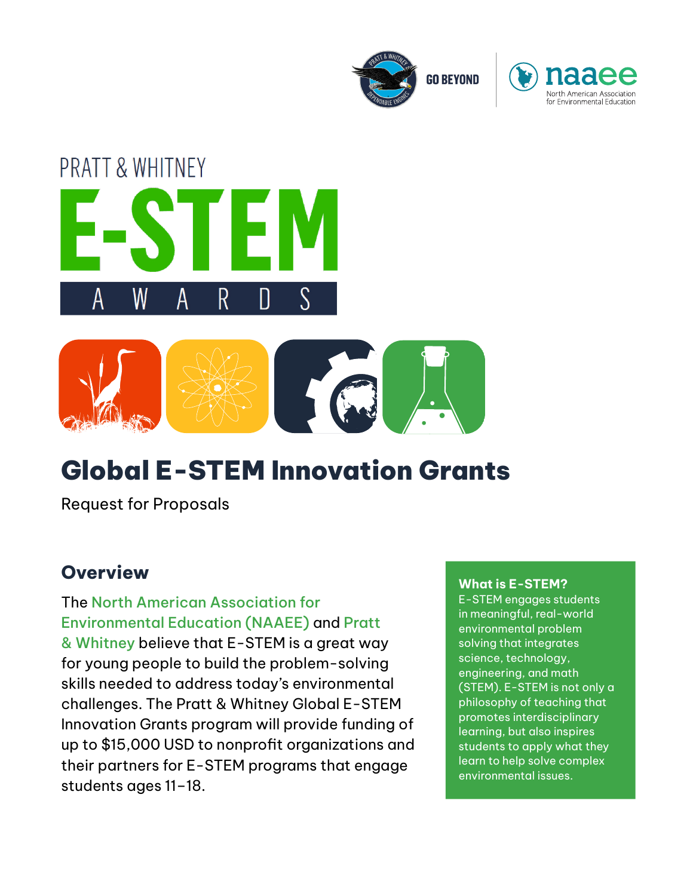GO BEYOND

naaee
North American Association for Environmental Education

PRATT & WHITNEY

# E-STEM

AWARDS

# Global E-STEM Innovation Grants

Request for Proposals

## Overview

The North American Association for Environmental Education (NAAEE) and Pratt & Whitney believe that E-STEM is a great way for young people to build the problem-solving skills needed to address today's environmental challenges. The Pratt & Whitney Global E-STEM Innovation Grants program will provide funding of up to $15,000 USD to nonprofit organizations and their partners for E-STEM programs that engage students ages 11–18.

**What is E-STEM?**
E-STEM engages students in meaningful, real-world environmental problem solving that integrates science, technology, engineering, and math (STEM). E-STEM is not only a philosophy of teaching that promotes interdisciplinary learning, but also inspires students to apply what they learn to help solve complex environmental issues.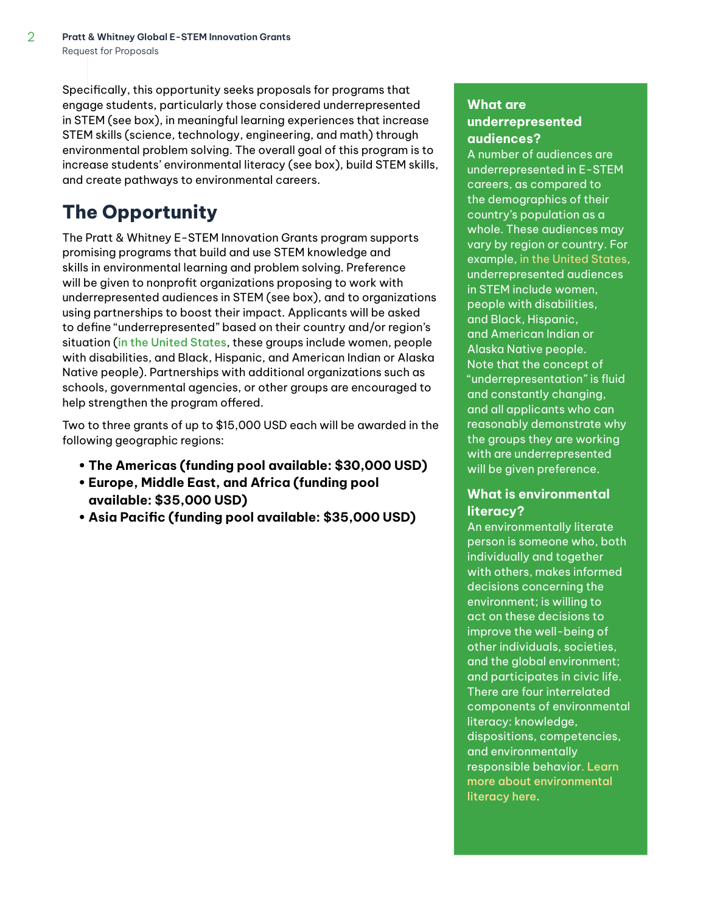Specifically, this opportunity seeks proposals for programs that engage students, particularly those considered underrepresented in STEM (see box), in meaningful learning experiences that increase STEM skills (science, technology, engineering, and math) through environmental problem solving. The overall goal of this program is to increase students' environmental literacy (see box), build STEM skills, and create pathways to environmental careers.

## The Opportunity

The Pratt & Whitney E-STEM Innovation Grants program supports promising programs that build and use STEM knowledge and skills in environmental learning and problem solving. Preference will be given to nonprofit organizations proposing to work with underrepresented audiences in STEM (see box), and to organizations using partnerships to boost their impact. Applicants will be asked to define "underrepresented" based on their country and/or region's situation (in the United States, these groups include women, people with disabilities, and Black, Hispanic, and American Indian or Alaska Native people). Partnerships with additional organizations such as schools, governmental agencies, or other groups are encouraged to help strengthen the program offered.

Two to three grants of up to $15,000 USD each will be awarded in the following geographic regions:

- **The Americas (funding pool available: $30,000 USD)**
- **Europe, Middle East, and Africa (funding pool available: $35,000 USD)**
- **Asia Pacific (funding pool available: $35,000 USD)**

### What are underrepresented audiences?

A number of audiences are underrepresented in E-STEM careers, as compared to the demographics of their country's population as a whole. These audiences may vary by region or country. For example, in the United States, underrepresented audiences in STEM include women, people with disabilities, and Black, Hispanic, and American Indian or Alaska Native people. Note that the concept of "underrepresentation" is fluid and constantly changing, and all applicants who can reasonably demonstrate why the groups they are working with are underrepresented will be given preference.

### What is environmental literacy?

An environmentally literate person is someone who, both individually and together with others, makes informed decisions concerning the environment; is willing to act on these decisions to improve the well-being of other individuals, societies, and the global environment; and participates in civic life. There are four interrelated components of environmental literacy: knowledge, dispositions, competencies, and environmentally responsible behavior. **Learn more about environmental literacy here.**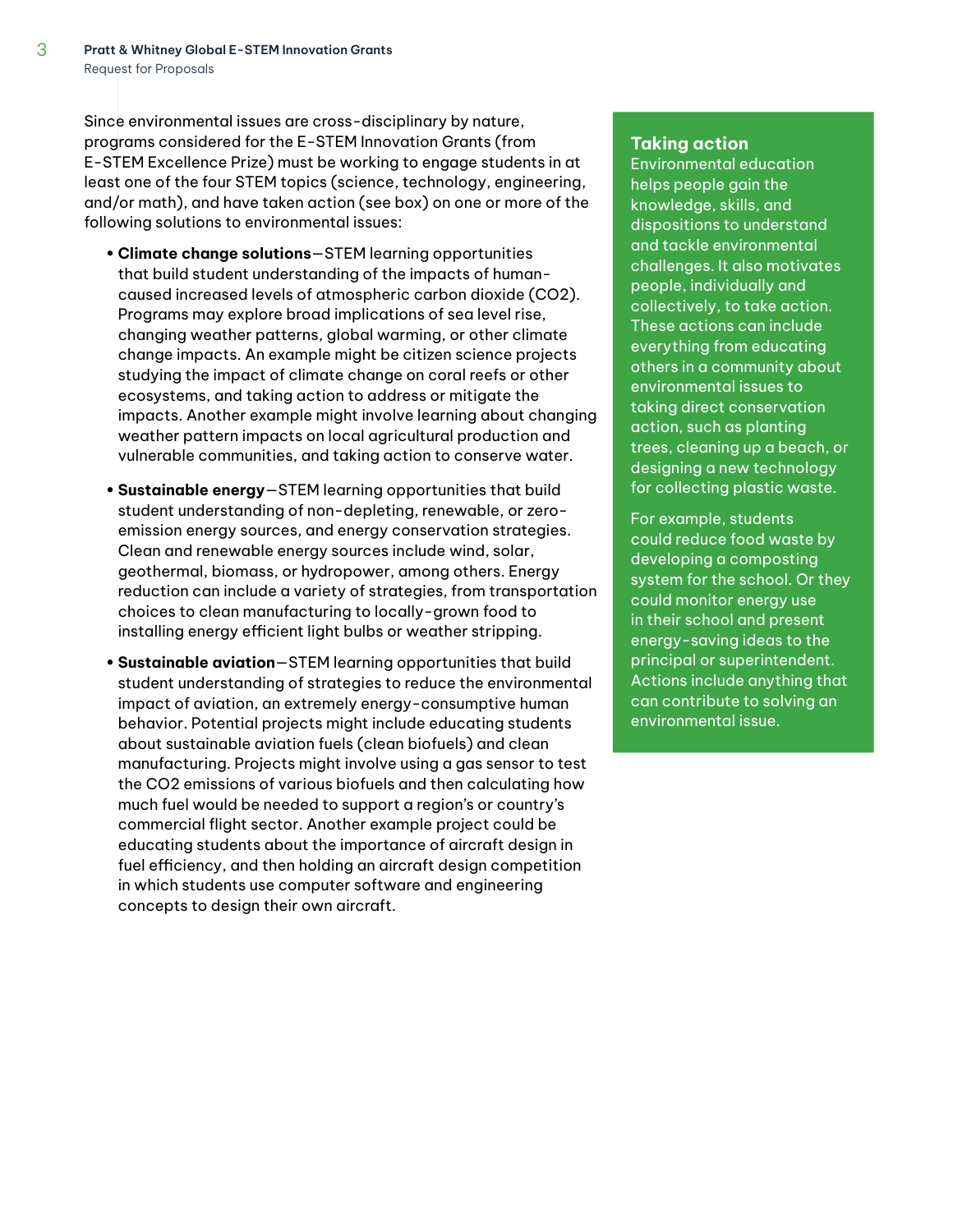Since environmental issues are cross-disciplinary by nature, programs considered for the E-STEM Innovation Grants (from E-STEM Excellence Prize) must be working to engage students in at least one of the four STEM topics (science, technology, engineering, and/or math), and have taken action (see box) on one or more of the following solutions to environmental issues:

- **Climate change solutions**—STEM learning opportunities that build student understanding of the impacts of human-caused increased levels of atmospheric carbon dioxide ($CO_2$). Programs may explore broad implications of sea level rise, changing weather patterns, global warming, or other climate change impacts. An example might be citizen science projects studying the impact of climate change on coral reefs or other ecosystems, and taking action to address or mitigate the impacts. Another example might involve learning about changing weather pattern impacts on local agricultural production and vulnerable communities, and taking action to conserve water.
- **Sustainable energy**—STEM learning opportunities that build student understanding of non-depleting, renewable, or zero-emission energy sources, and energy conservation strategies. Clean and renewable energy sources include wind, solar, geothermal, biomass, or hydropower, among others. Energy reduction can include a variety of strategies, from transportation choices to clean manufacturing to locally-grown food to installing energy efficient light bulbs or weather stripping.
- **Sustainable aviation**—STEM learning opportunities that build student understanding of strategies to reduce the environmental impact of aviation, an extremely energy-consumptive human behavior. Potential projects might include educating students about sustainable aviation fuels (clean biofuels) and clean manufacturing. Projects might involve using a gas sensor to test the $CO_2$ emissions of various biofuels and then calculating how much fuel would be needed to support a region's or country's commercial flight sector. Another example project could be educating students about the importance of aircraft design in fuel efficiency, and then holding an aircraft design competition in which students use computer software and engineering concepts to design their own aircraft.

### Taking action

Environmental education helps people gain the knowledge, skills, and dispositions to understand and tackle environmental challenges. It also motivates people, individually and collectively, to take action. These actions can include everything from educating others in a community about environmental issues to taking direct conservation action, such as planting trees, cleaning up a beach, or designing a new technology for collecting plastic waste.

For example, students could reduce food waste by developing a composting system for the school. Or they could monitor energy use in their school and present energy-saving ideas to the principal or superintendent. Actions include anything that can contribute to solving an environmental issue.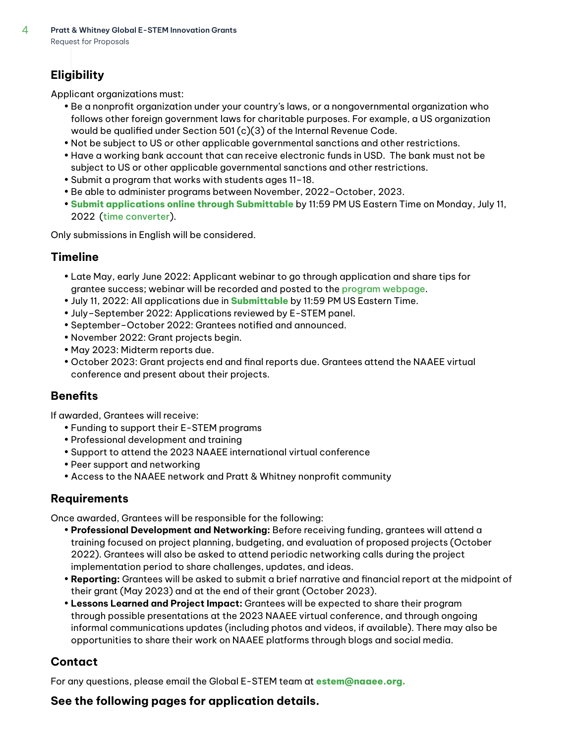## Eligibility

Applicant organizations must:

- Be a nonprofit organization under your country's laws, or a nongovernmental organization who follows other foreign government laws for charitable purposes. For example, a US organization would be qualified under Section 501 (c)(3) of the Internal Revenue Code.
- Not be subject to US or other applicable governmental sanctions and other restrictions.
- Have a working bank account that can receive electronic funds in USD. The bank must not be subject to US or other applicable governmental sanctions and other restrictions.
- Submit a program that works with students ages 11–18.
- Be able to administer programs between November, 2022–October, 2023.
- **Submit applications online through Submittable** by 11:59 PM US Eastern Time on Monday, July 11, 2022 (time converter).

Only submissions in English will be considered.

## Timeline

- Late May, early June 2022: Applicant webinar to go through application and share tips for grantee success; webinar will be recorded and posted to the program webpage.
- July 11, 2022: All applications due in **Submittable** by 11:59 PM US Eastern Time.
- July–September 2022: Applications reviewed by E-STEM panel.
- September–October 2022: Grantees notified and announced.
- November 2022: Grant projects begin.
- May 2023: Midterm reports due.
- October 2023: Grant projects end and final reports due. Grantees attend the NAAEE virtual conference and present about their projects.

## Benefits

If awarded, Grantees will receive:

- Funding to support their E-STEM programs
- Professional development and training
- Support to attend the 2023 NAAEE international virtual conference
- Peer support and networking
- Access to the NAAEE network and Pratt & Whitney nonprofit community

## Requirements

Once awarded, Grantees will be responsible for the following:

- **Professional Development and Networking:** Before receiving funding, grantees will attend a training focused on project planning, budgeting, and evaluation of proposed projects (October 2022). Grantees will also be asked to attend periodic networking calls during the project implementation period to share challenges, updates, and ideas.
- **Reporting:** Grantees will be asked to submit a brief narrative and financial report at the midpoint of their grant (May 2023) and at the end of their grant (October 2023).
- **Lessons Learned and Project Impact:** Grantees will be expected to share their program through possible presentations at the 2023 NAAEE virtual conference, and through ongoing informal communications updates (including photos and videos, if available). There may also be opportunities to share their work on NAAEE platforms through blogs and social media.

## Contact

For any questions, please email the Global E-STEM team at **estem@naaee.org.**

### See the following pages for application details.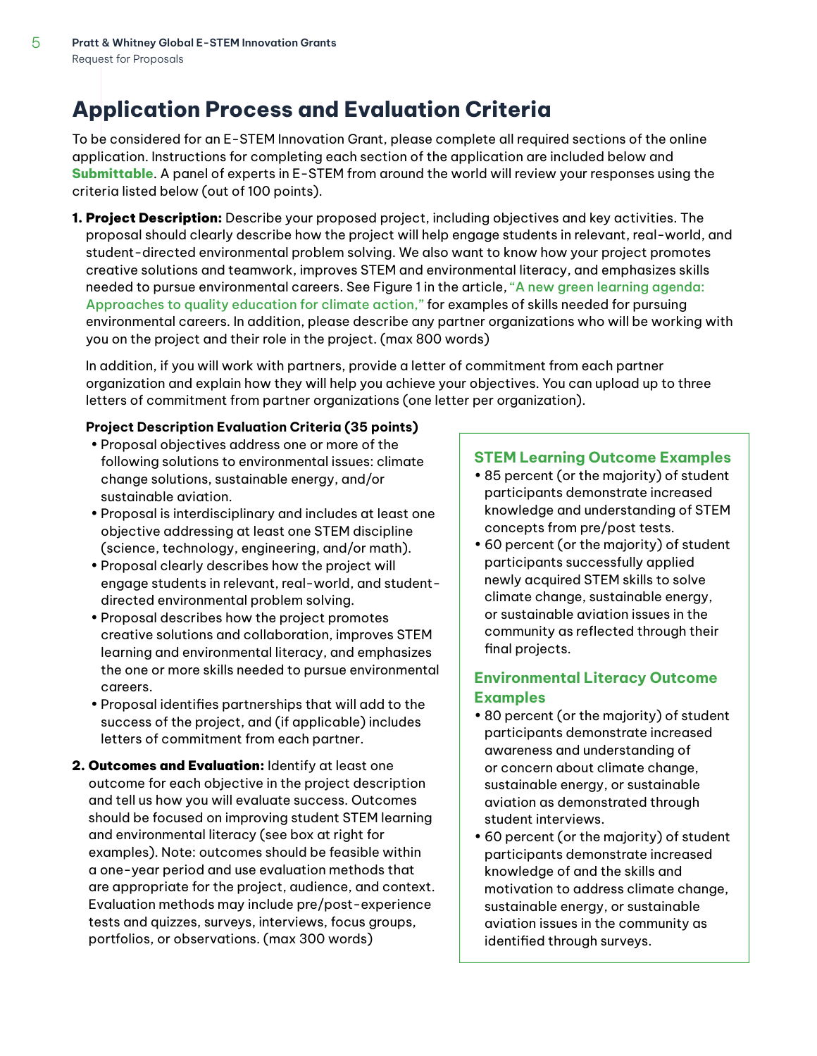# Application Process and Evaluation Criteria

To be considered for an E-STEM Innovation Grant, please complete all required sections of the online application. Instructions for completing each section of the application are included below and **Submittable**. A panel of experts in E-STEM from around the world will review your responses using the criteria listed below (out of 100 points).

1. **Project Description:** Describe your proposed project, including objectives and key activities. The proposal should clearly describe how the project will help engage students in relevant, real-world, and student-directed environmental problem solving. We also want to know how your project promotes creative solutions and teamwork, improves STEM and environmental literacy, and emphasizes skills needed to pursue environmental careers. See Figure 1 in the article, "A new green learning agenda: Approaches to quality education for climate action," for examples of skills needed for pursuing environmental careers. In addition, please describe any partner organizations who will be working with you on the project and their role in the project. (max 800 words)

   In addition, if you will work with partners, provide a letter of commitment from each partner organization and explain how they will help you achieve your objectives. You can upload up to three letters of commitment from partner organizations (one letter per organization).

   **Project Description Evaluation Criteria (35 points)**

   - Proposal objectives address one or more of the following solutions to environmental issues: climate change solutions, sustainable energy, and/or sustainable aviation.
   - Proposal is interdisciplinary and includes at least one objective addressing at least one STEM discipline (science, technology, engineering, and/or math).
   - Proposal clearly describes how the project will engage students in relevant, real-world, and student-directed environmental problem solving.
   - Proposal describes how the project promotes creative solutions and collaboration, improves STEM learning and environmental literacy, and emphasizes the one or more skills needed to pursue environmental careers.
   - Proposal identifies partnerships that will add to the success of the project, and (if applicable) includes letters of commitment from each partner.

2. **Outcomes and Evaluation:** Identify at least one outcome for each objective in the project description and tell us how you will evaluate success. Outcomes should be focused on improving student STEM learning and environmental literacy (see box at right for examples). Note: outcomes should be feasible within a one-year period and use evaluation methods that are appropriate for the project, audience, and context. Evaluation methods may include pre/post-experience tests and quizzes, surveys, interviews, focus groups, portfolios, or observations. (max 300 words)

### STEM Learning Outcome Examples

- 85 percent (or the majority) of student participants demonstrate increased knowledge and understanding of STEM concepts from pre/post tests.
- 60 percent (or the majority) of student participants successfully applied newly acquired STEM skills to solve climate change, sustainable energy, or sustainable aviation issues in the community as reflected through their final projects.

### Environmental Literacy Outcome Examples

- 80 percent (or the majority) of student participants demonstrate increased awareness and understanding of or concern about climate change, sustainable energy, or sustainable aviation as demonstrated through student interviews.
- 60 percent (or the majority) of student participants demonstrate increased knowledge of and the skills and motivation to address climate change, sustainable energy, or sustainable aviation issues in the community as identified through surveys.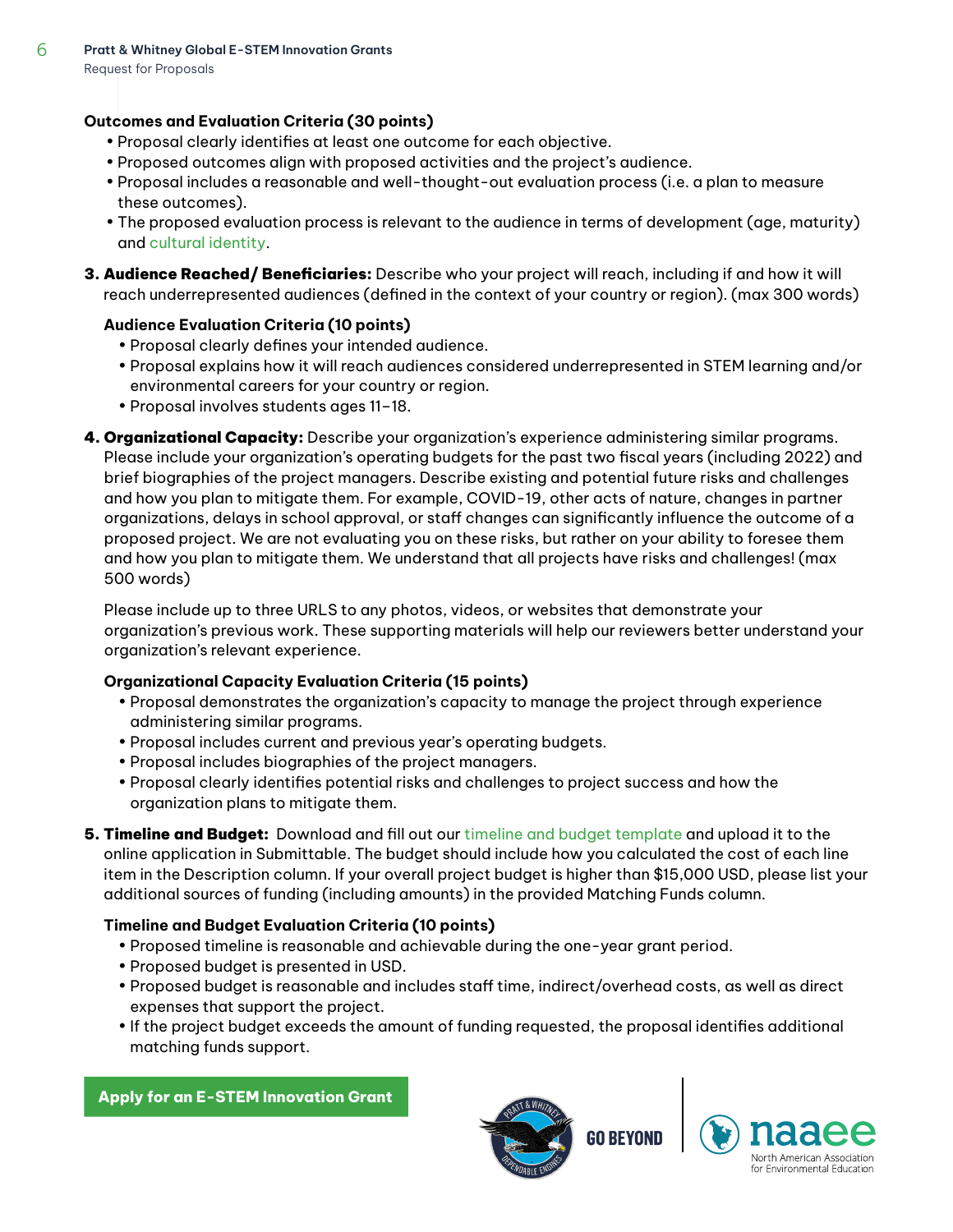**Outcomes and Evaluation Criteria (30 points)**

- Proposal clearly identifies at least one outcome for each objective.
- Proposed outcomes align with proposed activities and the project's audience.
- Proposal includes a reasonable and well-thought-out evaluation process (i.e. a plan to measure these outcomes).
- The proposed evaluation process is relevant to the audience in terms of development (age, maturity) and cultural identity.

3. **Audience Reached/ Beneficiaries:** Describe who your project will reach, including if and how it will reach underrepresented audiences (defined in the context of your country or region). (max 300 words)

   **Audience Evaluation Criteria (10 points)**

   - Proposal clearly defines your intended audience.
   - Proposal explains how it will reach audiences considered underrepresented in STEM learning and/or environmental careers for your country or region.
   - Proposal involves students ages 11–18.

4. **Organizational Capacity:** Describe your organization's experience administering similar programs. Please include your organization's operating budgets for the past two fiscal years (including 2022) and brief biographies of the project managers. Describe existing and potential future risks and challenges and how you plan to mitigate them. For example, COVID-19, other acts of nature, changes in partner organizations, delays in school approval, or staff changes can significantly influence the outcome of a proposed project. We are not evaluating you on these risks, but rather on your ability to foresee them and how you plan to mitigate them. We understand that all projects have risks and challenges! (max 500 words)

   Please include up to three URLS to any photos, videos, or websites that demonstrate your organization's previous work. These supporting materials will help our reviewers better understand your organization's relevant experience.

   **Organizational Capacity Evaluation Criteria (15 points)**

   - Proposal demonstrates the organization's capacity to manage the project through experience administering similar programs.
   - Proposal includes current and previous year's operating budgets.
   - Proposal includes biographies of the project managers.
   - Proposal clearly identifies potential risks and challenges to project success and how the organization plans to mitigate them.

5. **Timeline and Budget:** Download and fill out our timeline and budget template and upload it to the online application in Submittable. The budget should include how you calculated the cost of each line item in the Description column. If your overall project budget is higher than $15,000 USD, please list your additional sources of funding (including amounts) in the provided Matching Funds column.

   **Timeline and Budget Evaluation Criteria (10 points)**

   - Proposed timeline is reasonable and achievable during the one-year grant period.
   - Proposed budget is presented in USD.
   - Proposed budget is reasonable and includes staff time, indirect/overhead costs, as well as direct expenses that support the project.
   - If the project budget exceeds the amount of funding requested, the proposal identifies additional matching funds support.

**Apply for an E-STEM Innovation Grant**

GO BEYOND

naaee
North American Association for Environmental Education